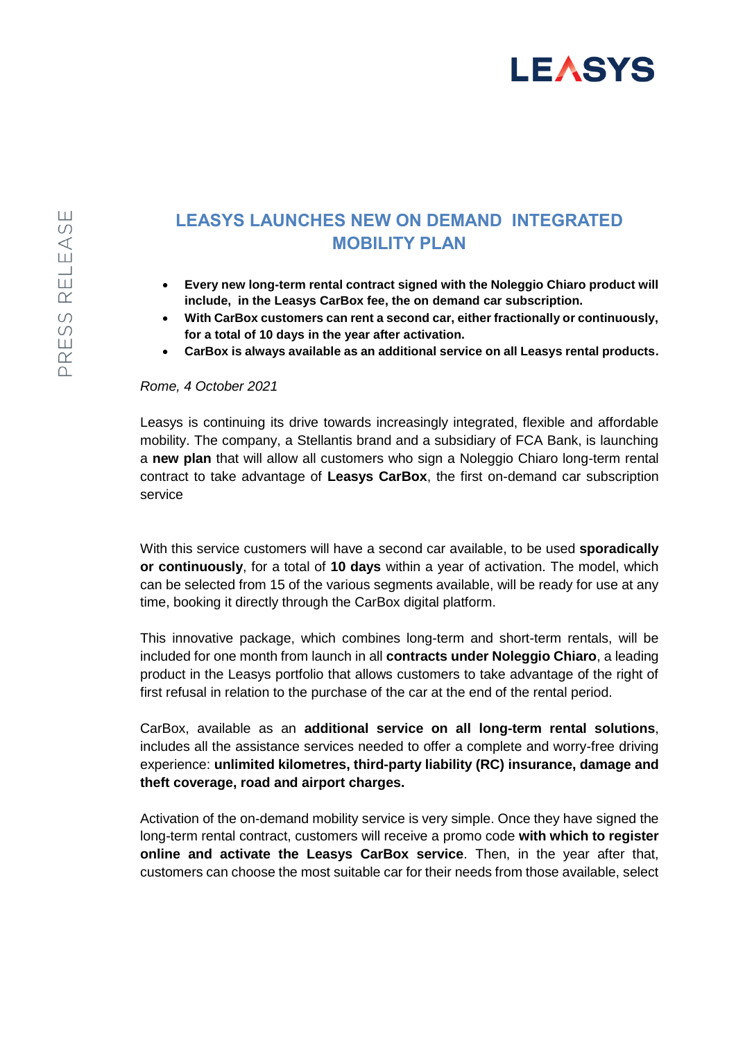# LEASYS LAUNCHES NEW ON DEMAND INTEGRATED MOBILITY PLAN

- **Every new long-term rental contract signed with the Noleggio Chiaro product will include, in the Leasys CarBox fee, the on demand car subscription.**
- **With CarBox customers can rent a second car, either fractionally or continuously, for a total of 10 days in the year after activation.**
- **CarBox is always available as an additional service on all Leasys rental products.**

*Rome, 4 October 2021*

Leasys is continuing its drive towards increasingly integrated, flexible and affordable mobility. The company, a Stellantis brand and a subsidiary of FCA Bank, is launching a **new plan** that will allow all customers who sign a Noleggio Chiaro long-term rental contract to take advantage of **Leasys CarBox**, the first on-demand car subscription service

With this service customers will have a second car available, to be used **sporadically or continuously**, for a total of **10 days** within a year of activation. The model, which can be selected from 15 of the various segments available, will be ready for use at any time, booking it directly through the CarBox digital platform.

This innovative package, which combines long-term and short-term rentals, will be included for one month from launch in all **contracts under Noleggio Chiaro**, a leading product in the Leasys portfolio that allows customers to take advantage of the right of first refusal in relation to the purchase of the car at the end of the rental period.

CarBox, available as an **additional service on all long-term rental solutions**, includes all the assistance services needed to offer a complete and worry-free driving experience: **unlimited kilometres, third-party liability (RC) insurance, damage and theft coverage, road and airport charges.**

Activation of the on-demand mobility service is very simple. Once they have signed the long-term rental contract, customers will receive a promo code **with which to register online and activate the Leasys CarBox service**. Then, in the year after that, customers can choose the most suitable car for their needs from those available, select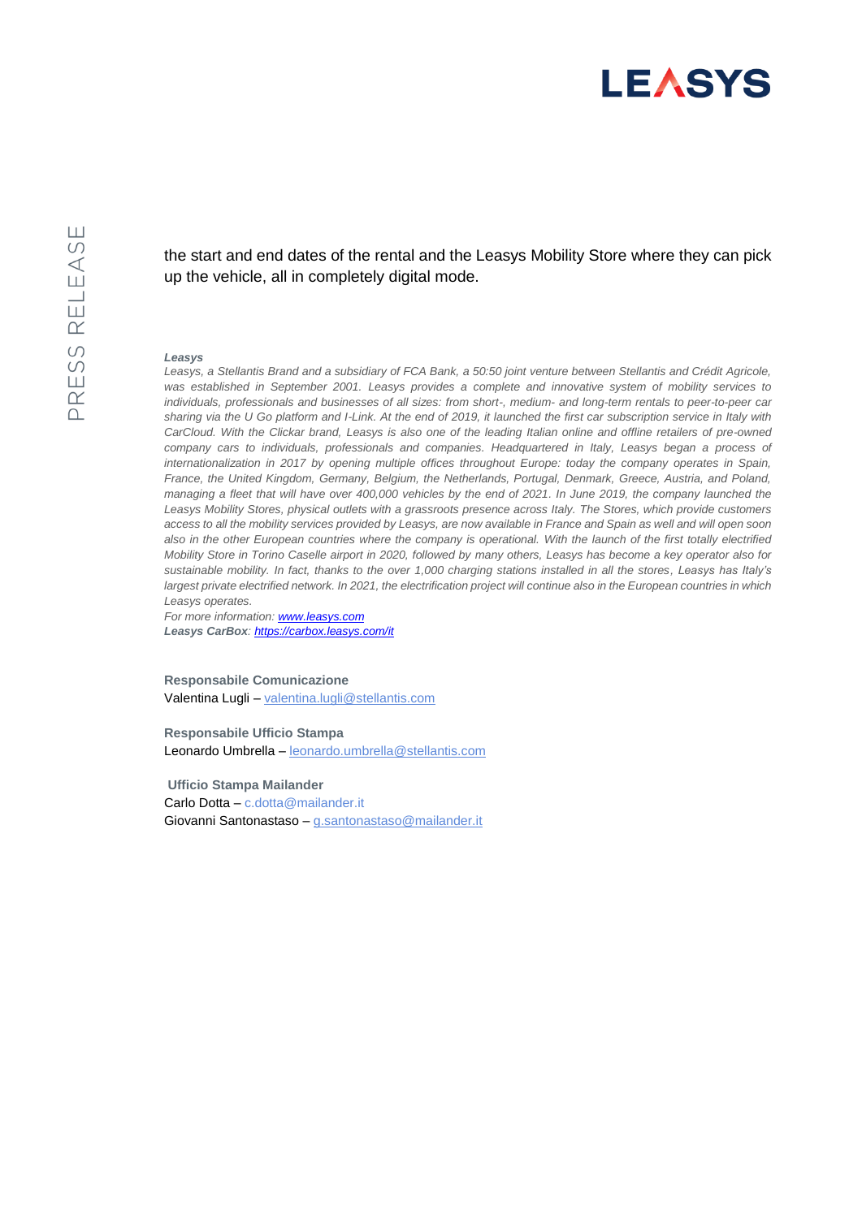the start and end dates of the rental and the Leasys Mobility Store where they can pick up the vehicle, all in completely digital mode.

***Leasys***

*Leasys, a Stellantis Brand and a subsidiary of FCA Bank, a 50:50 joint venture between Stellantis and Crédit Agricole, was established in September 2001. Leasys provides a complete and innovative system of mobility services to individuals, professionals and businesses of all sizes: from short-, medium- and long-term rentals to peer-to-peer car sharing via the U Go platform and I-Link. At the end of 2019, it launched the first car subscription service in Italy with CarCloud. With the Clickar brand, Leasys is also one of the leading Italian online and offline retailers of pre-owned company cars to individuals, professionals and companies. Headquartered in Italy, Leasys began a process of internationalization in 2017 by opening multiple offices throughout Europe: today the company operates in Spain, France, the United Kingdom, Germany, Belgium, the Netherlands, Portugal, Denmark, Greece, Austria, and Poland, managing a fleet that will have over 400,000 vehicles by the end of 2021. In June 2019, the company launched the Leasys Mobility Stores, physical outlets with a grassroots presence across Italy. The Stores, which provide customers access to all the mobility services provided by Leasys, are now available in France and Spain as well and will open soon also in the other European countries where the company is operational. With the launch of the first totally electrified Mobility Store in Torino Caselle airport in 2020, followed by many others, Leasys has become a key operator also for sustainable mobility. In fact, thanks to the over 1,000 charging stations installed in all the stores, Leasys has Italy's largest private electrified network. In 2021, the electrification project will continue also in the European countries in which Leasys operates.*

*For more information: [www.leasys.com](http://www.leasys.com)*

***Leasys CarBox**: [https://carbox.leasys.com/it](https://carbox.leasys.com/it)*

**Responsabile Comunicazione**
Valentina Lugli – valentina.lugli@stellantis.com

**Responsabile Ufficio Stampa**
Leonardo Umbrella – leonardo.umbrella@stellantis.com

**Ufficio Stampa Mailander**
Carlo Dotta – c.dotta@mailander.it
Giovanni Santonastaso – g.santonastaso@mailander.it